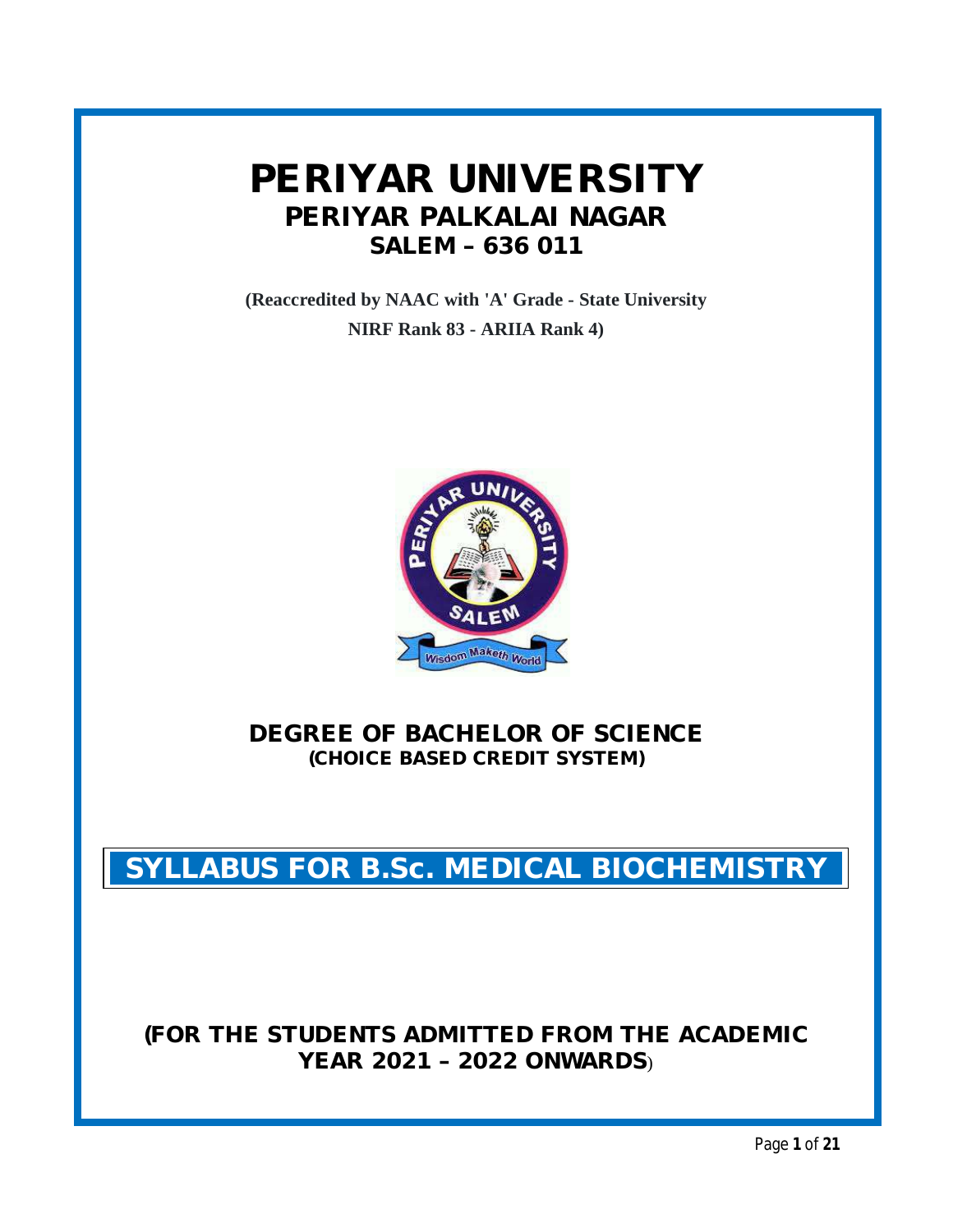# PERIYAR UNIVERSITY

## PERIYAR PALKALAI NAGAR

## SALEM – 636 011

**(Reaccredited by NAAC with 'A' Grade - State University**

**NIRF Rank 83 - ARIIA Rank 4)**

## DEGREE OF BACHELOR OF SCIENCE

**(CHOICE BASED CREDIT SYSTEM)**

# SYLLABUS FOR B.Sc. MEDICAL BIOCHEMISTRY

**(FOR THE STUDENTS ADMITTED FROM THE ACADEMIC YEAR 2021 – 2022 ONWARDS)**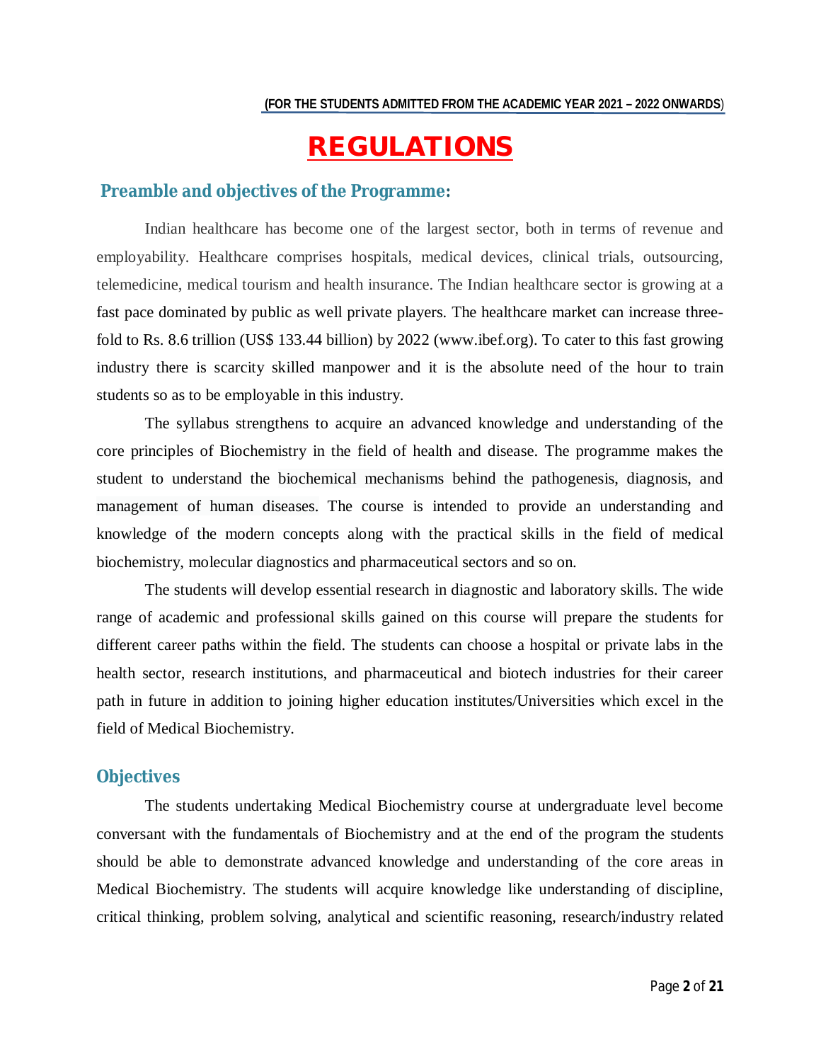(FOR THE STUDENTS ADMITTED FROM THE ACADEMIC YEAR 2021 – 2022 ONWARDS)

# REGULATIONS

## Preamble and objectives of the Programme:

Indian healthcare has become one of the largest sector, both in terms of revenue and employability. Healthcare comprises hospitals, medical devices, clinical trials, outsourcing, telemedicine, medical tourism and health insurance. The Indian healthcare sector is growing at a fast pace dominated by public as well private players. The healthcare market can increase three-fold to Rs. 8.6 trillion (US$ 133.44 billion) by 2022 (www.ibef.org). To cater to this fast growing industry there is scarcity skilled manpower and it is the absolute need of the hour to train students so as to be employable in this industry.

The syllabus strengthens to acquire an advanced knowledge and understanding of the core principles of Biochemistry in the field of health and disease. The programme makes the student to understand the biochemical mechanisms behind the pathogenesis, diagnosis, and management of human diseases. The course is intended to provide an understanding and knowledge of the modern concepts along with the practical skills in the field of medical biochemistry, molecular diagnostics and pharmaceutical sectors and so on.

The students will develop essential research in diagnostic and laboratory skills. The wide range of academic and professional skills gained on this course will prepare the students for different career paths within the field. The students can choose a hospital or private labs in the health sector, research institutions, and pharmaceutical and biotech industries for their career path in future in addition to joining higher education institutes/Universities which excel in the field of Medical Biochemistry.

## Objectives

The students undertaking Medical Biochemistry course at undergraduate level become conversant with the fundamentals of Biochemistry and at the end of the program the students should be able to demonstrate advanced knowledge and understanding of the core areas in Medical Biochemistry. The students will acquire knowledge like understanding of discipline, critical thinking, problem solving, analytical and scientific reasoning, research/industry related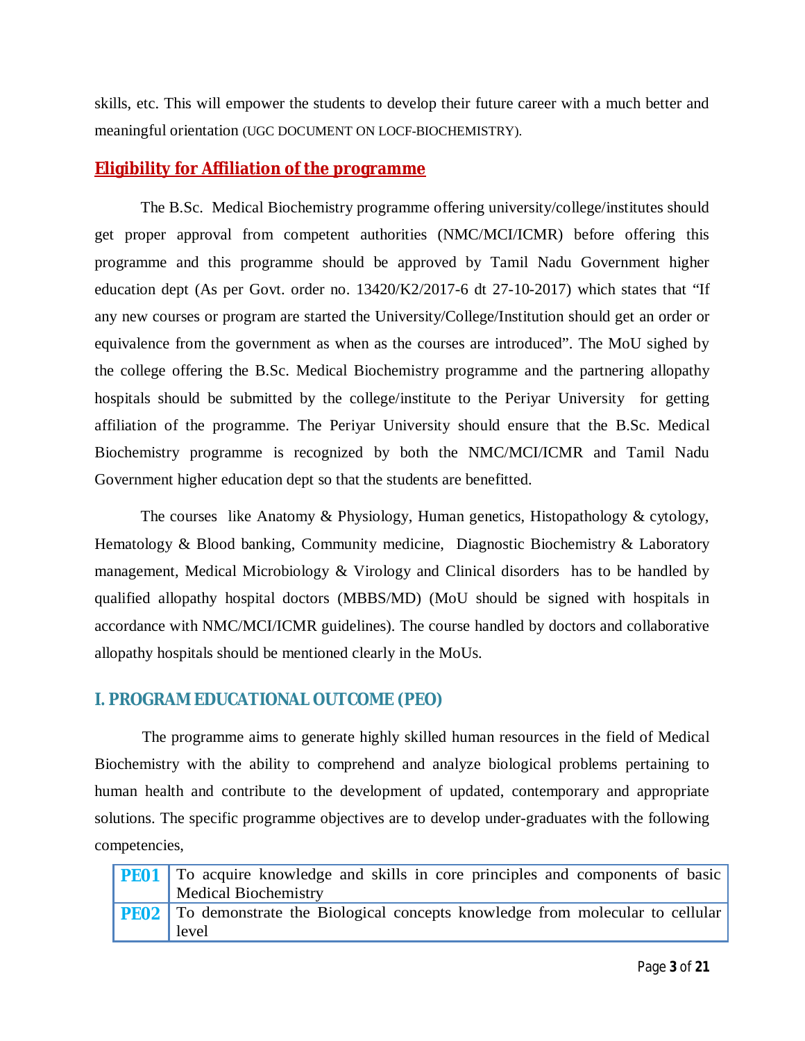skills, etc. This will empower the students to develop their future career with a much better and meaningful orientation (UGC DOCUMENT ON LOCF-BIOCHEMISTRY).

## Eligibility for Affiliation of the programme

The B.Sc. Medical Biochemistry programme offering university/college/institutes should get proper approval from competent authorities (NMC/MCI/ICMR) before offering this programme and this programme should be approved by Tamil Nadu Government higher education dept (As per Govt. order no. 13420/K2/2017-6 dt 27-10-2017) which states that "If any new courses or program are started the University/College/Institution should get an order or equivalence from the government as when as the courses are introduced". The MoU sighed by the college offering the B.Sc. Medical Biochemistry programme and the partnering allopathy hospitals should be submitted by the college/institute to the Periyar University for getting affiliation of the programme. The Periyar University should ensure that the B.Sc. Medical Biochemistry programme is recognized by both the NMC/MCI/ICMR and Tamil Nadu Government higher education dept so that the students are benefitted.

The courses like Anatomy & Physiology, Human genetics, Histopathology & cytology, Hematology & Blood banking, Community medicine, Diagnostic Biochemistry & Laboratory management, Medical Microbiology & Virology and Clinical disorders has to be handled by qualified allopathy hospital doctors (MBBS/MD) (MoU should be signed with hospitals in accordance with NMC/MCI/ICMR guidelines). The course handled by doctors and collaborative allopathy hospitals should be mentioned clearly in the MoUs.

## I. PROGRAM EDUCATIONAL OUTCOME (PEO)

The programme aims to generate highly skilled human resources in the field of Medical Biochemistry with the ability to comprehend and analyze biological problems pertaining to human health and contribute to the development of updated, contemporary and appropriate solutions. The specific programme objectives are to develop under-graduates with the following competencies,

| | |
|---|---|
| **PE01** | To acquire knowledge and skills in core principles and components of basic Medical Biochemistry |
| **PE02** | To demonstrate the Biological concepts knowledge from molecular to cellular level |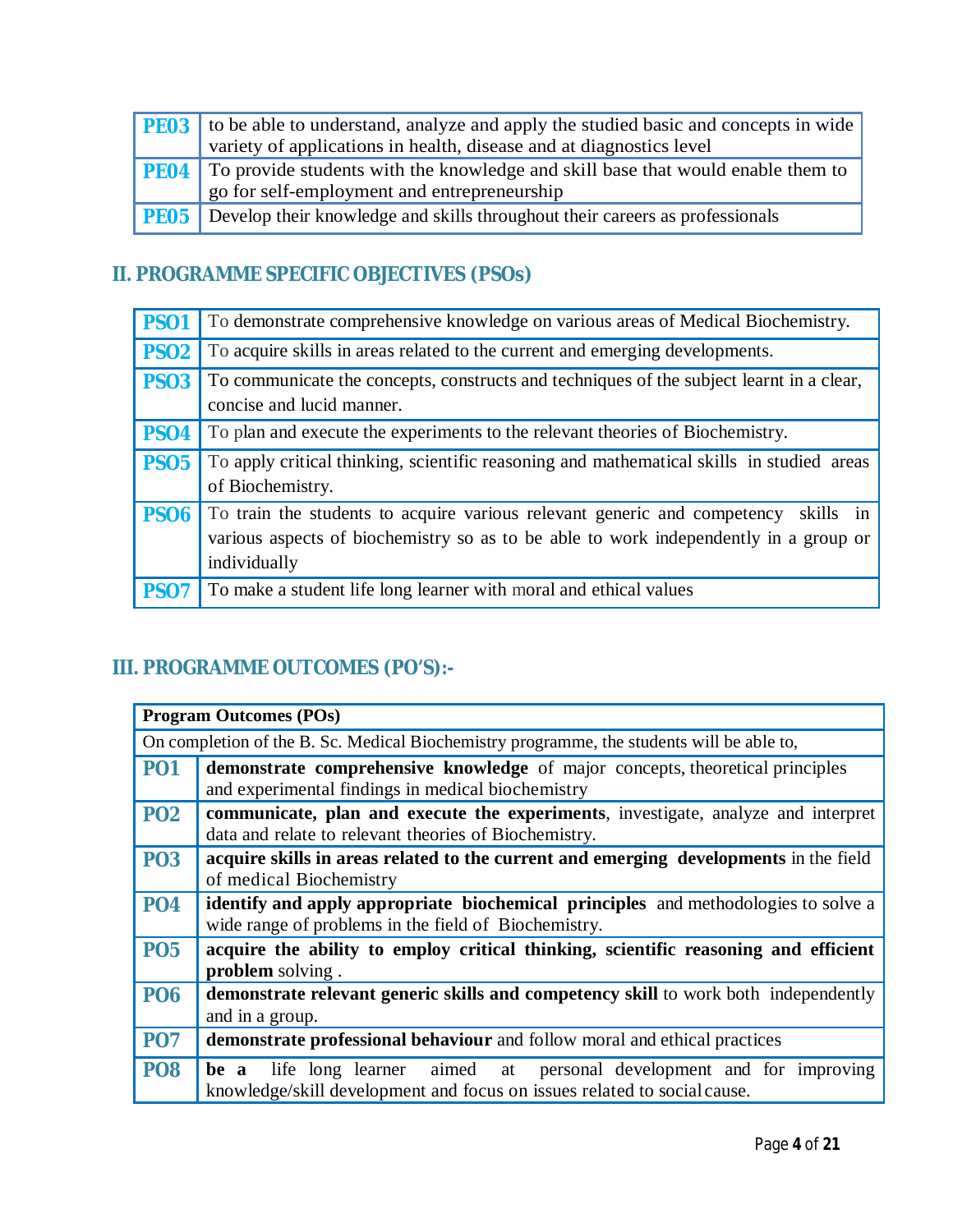| | |
|---|---|
| **PE03** | to be able to understand, analyze and apply the studied basic and concepts in wide variety of applications in health, disease and at diagnostics level |
| **PE04** | To provide students with the knowledge and skill base that would enable them to go for self-employment and entrepreneurship |
| **PE05** | Develop their knowledge and skills throughout their careers as professionals |

## II. PROGRAMME SPECIFIC OBJECTIVES (PSOs)

| | |
|---|---|
| **PSO1** | To demonstrate comprehensive knowledge on various areas of Medical Biochemistry. |
| **PSO2** | To acquire skills in areas related to the current and emerging developments. |
| **PSO3** | To communicate the concepts, constructs and techniques of the subject learnt in a clear, concise and lucid manner. |
| **PSO4** | To plan and execute the experiments to the relevant theories of Biochemistry. |
| **PSO5** | To apply critical thinking, scientific reasoning and mathematical skills in studied areas of Biochemistry. |
| **PSO6** | To train the students to acquire various relevant generic and competency skills in various aspects of biochemistry so as to be able to work independently in a group or individually |
| **PSO7** | To make a student life long learner with moral and ethical values |

## III. PROGRAMME OUTCOMES (PO'S):-

| **Program Outcomes (POs)** | |
|---|---|
| On completion of the B. Sc. Medical Biochemistry programme, the students will be able to, | |
| **PO1** | **demonstrate comprehensive knowledge** of major concepts, theoretical principles and experimental findings in medical biochemistry |
| **PO2** | **communicate, plan and execute the experiments**, investigate, analyze and interpret data and relate to relevant theories of Biochemistry. |
| **PO3** | **acquire skills in areas related to the current and emerging developments** in the field of medical Biochemistry |
| **PO4** | **identify and apply appropriate biochemical principles** and methodologies to solve a wide range of problems in the field of Biochemistry. |
| **PO5** | **acquire the ability to employ critical thinking, scientific reasoning and efficient problem** solving . |
| **PO6** | **demonstrate relevant generic skills and competency skill** to work both independently and in a group. |
| **PO7** | **demonstrate professional behaviour** and follow moral and ethical practices |
| **PO8** | **be a** life long learner aimed at personal development and for improving knowledge/skill development and focus on issues related to social cause. |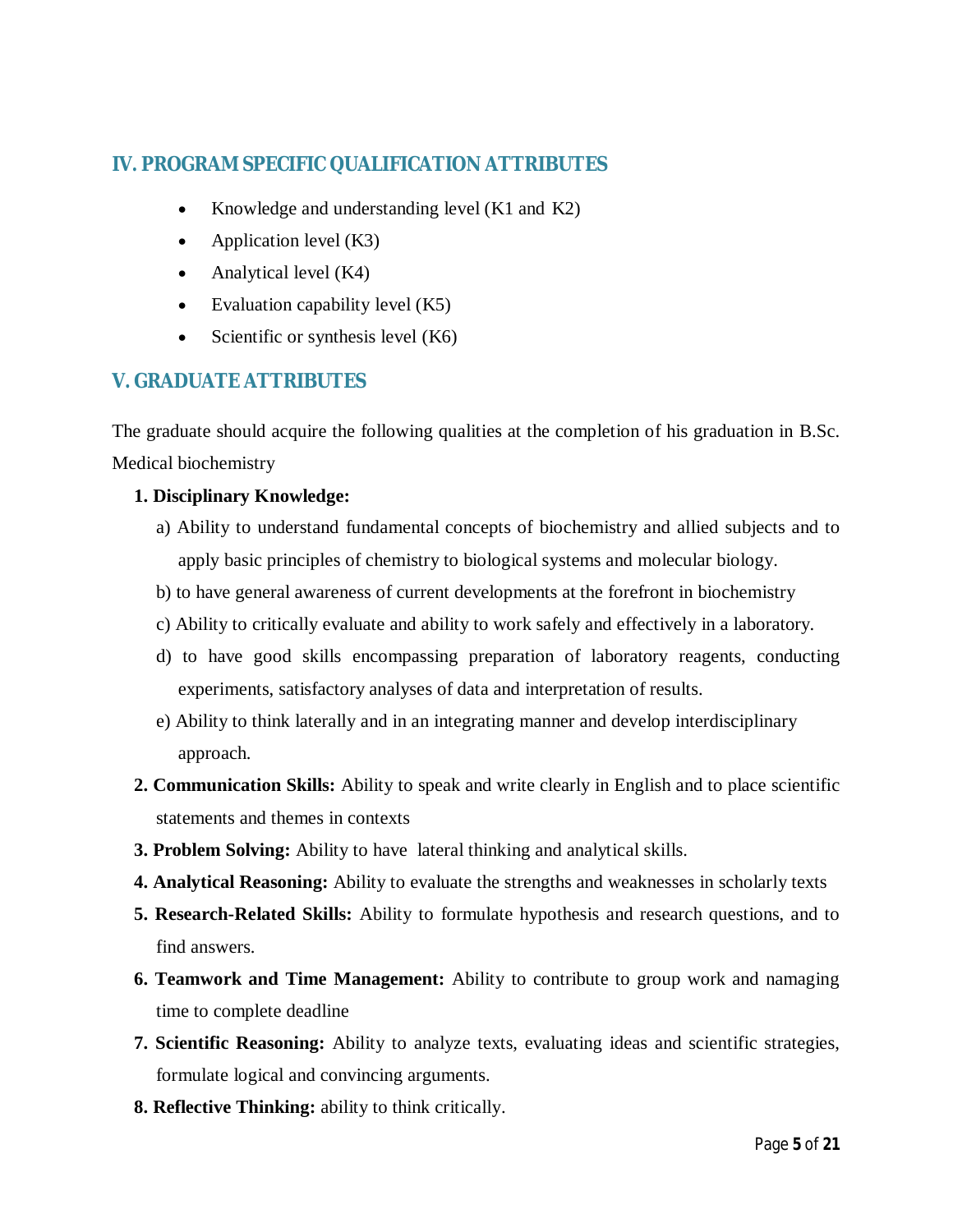## IV. PROGRAM SPECIFIC QUALIFICATION ATTRIBUTES

- Knowledge and understanding level (K1 and K2)
- Application level (K3)
- Analytical level (K4)
- Evaluation capability level (K5)
- Scientific or synthesis level (K6)

## V. GRADUATE ATTRIBUTES

The graduate should acquire the following qualities at the completion of his graduation in B.Sc. Medical biochemistry

1. **Disciplinary Knowledge:**
   a) Ability to understand fundamental concepts of biochemistry and allied subjects and to apply basic principles of chemistry to biological systems and molecular biology.
   b) to have general awareness of current developments at the forefront in biochemistry
   c) Ability to critically evaluate and ability to work safely and effectively in a laboratory.
   d) to have good skills encompassing preparation of laboratory reagents, conducting experiments, satisfactory analyses of data and interpretation of results.
   e) Ability to think laterally and in an integrating manner and develop interdisciplinary approach.
2. **Communication Skills:** Ability to speak and write clearly in English and to place scientific statements and themes in contexts
3. **Problem Solving:** Ability to have lateral thinking and analytical skills.
4. **Analytical Reasoning:** Ability to evaluate the strengths and weaknesses in scholarly texts
5. **Research-Related Skills:** Ability to formulate hypothesis and research questions, and to find answers.
6. **Teamwork and Time Management:** Ability to contribute to group work and namaging time to complete deadline
7. **Scientific Reasoning:** Ability to analyze texts, evaluating ideas and scientific strategies, formulate logical and convincing arguments.
8. **Reflective Thinking:** ability to think critically.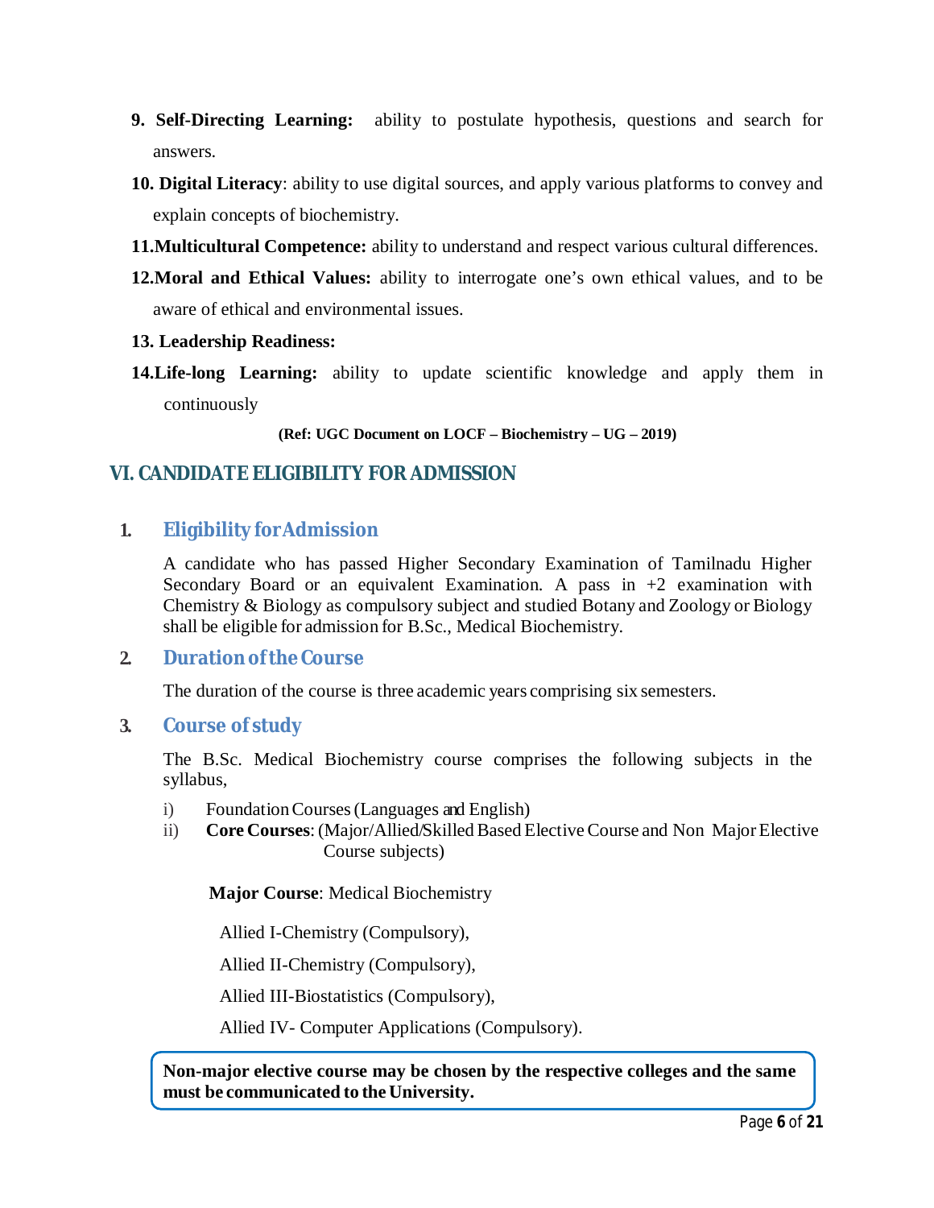9. **Self-Directing Learning:** ability to postulate hypothesis, questions and search for answers.
10. **Digital Literacy**: ability to use digital sources, and apply various platforms to convey and explain concepts of biochemistry.
11. **Multicultural Competence:** ability to understand and respect various cultural differences.
12. **Moral and Ethical Values:** ability to interrogate one's own ethical values, and to be aware of ethical and environmental issues.
13. **Leadership Readiness:**
14. **Life-long Learning:** ability to update scientific knowledge and apply them in continuously

**(Ref: UGC Document on LOCF – Biochemistry – UG – 2019)**

## VI. CANDIDATE ELIGIBILITY FOR ADMISSION

### 1. Eligibility for Admission

A candidate who has passed Higher Secondary Examination of Tamilnadu Higher Secondary Board or an equivalent Examination. A pass in +2 examination with Chemistry & Biology as compulsory subject and studied Botany and Zoology or Biology shall be eligible for admission for B.Sc., Medical Biochemistry.

### 2. Duration of the Course

The duration of the course is three academic years comprising six semesters.

### 3. Course of study

The B.Sc. Medical Biochemistry course comprises the following subjects in the syllabus,

i) Foundation Courses (Languages and English)
ii) **Core Courses**: (Major/Allied/Skilled Based Elective Course and Non Major Elective Course subjects)

**Major Course**: Medical Biochemistry

Allied I-Chemistry (Compulsory),

Allied II-Chemistry (Compulsory),

Allied III-Biostatistics (Compulsory),

Allied IV- Computer Applications (Compulsory).

**Non-major elective course may be chosen by the respective colleges and the same must be communicated to the University.**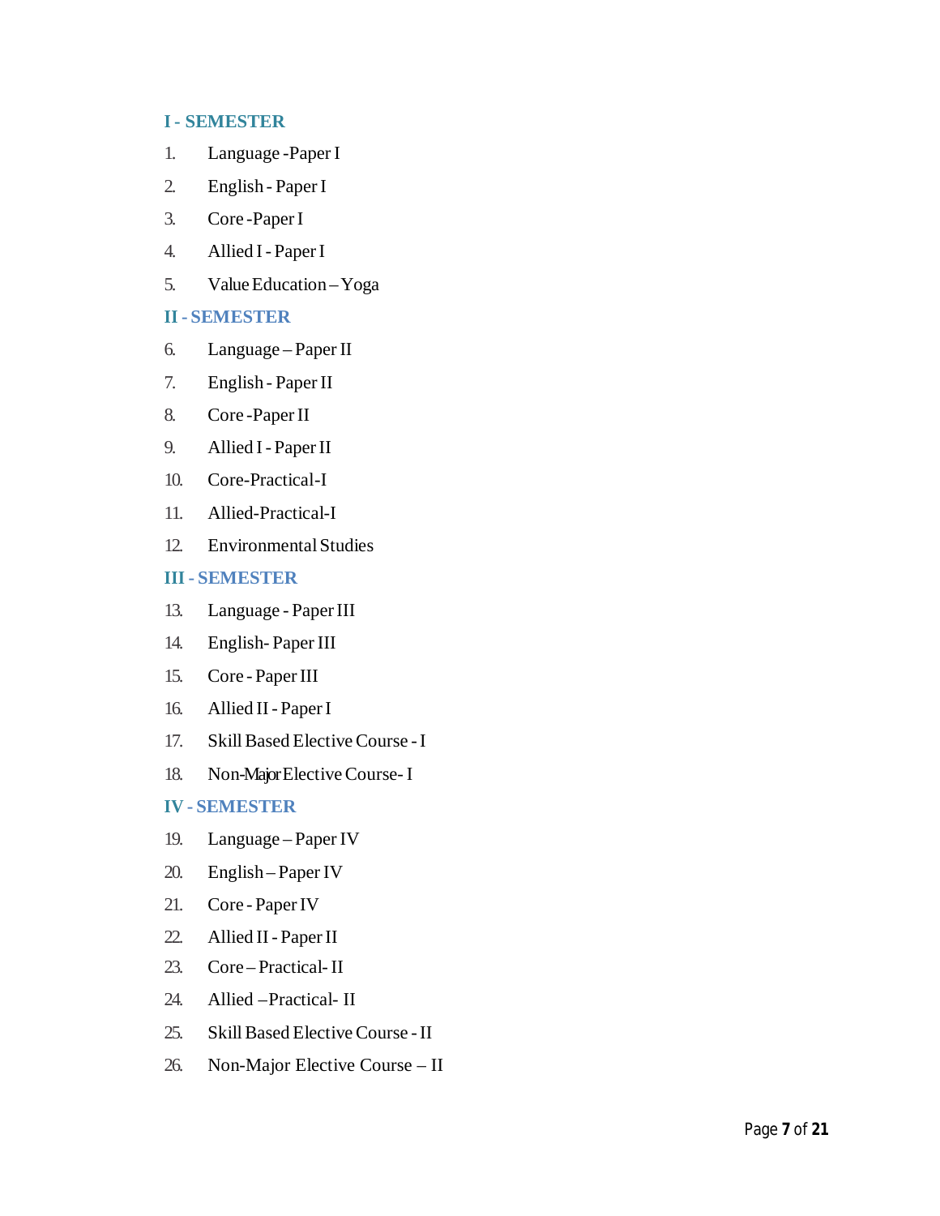## I - SEMESTER

1. Language -Paper I
2. English - Paper I
3. Core -Paper I
4. Allied I - Paper I
5. Value Education – Yoga

## II - SEMESTER

6. Language – Paper II
7. English - Paper II
8. Core -Paper II
9. Allied I - Paper II
10. Core-Practical-I
11. Allied-Practical-I
12. Environmental Studies

## III - SEMESTER

13. Language - Paper III
14. English- Paper III
15. Core - Paper III
16. Allied II - Paper I
17. Skill Based Elective Course - I
18. Non-Major Elective Course- I

## IV - SEMESTER

19. Language – Paper IV
20. English – Paper IV
21. Core - Paper IV
22. Allied II - Paper II
23. Core – Practical- II
24. Allied –Practical- II
25. Skill Based Elective Course - II
26. Non-Major Elective Course – II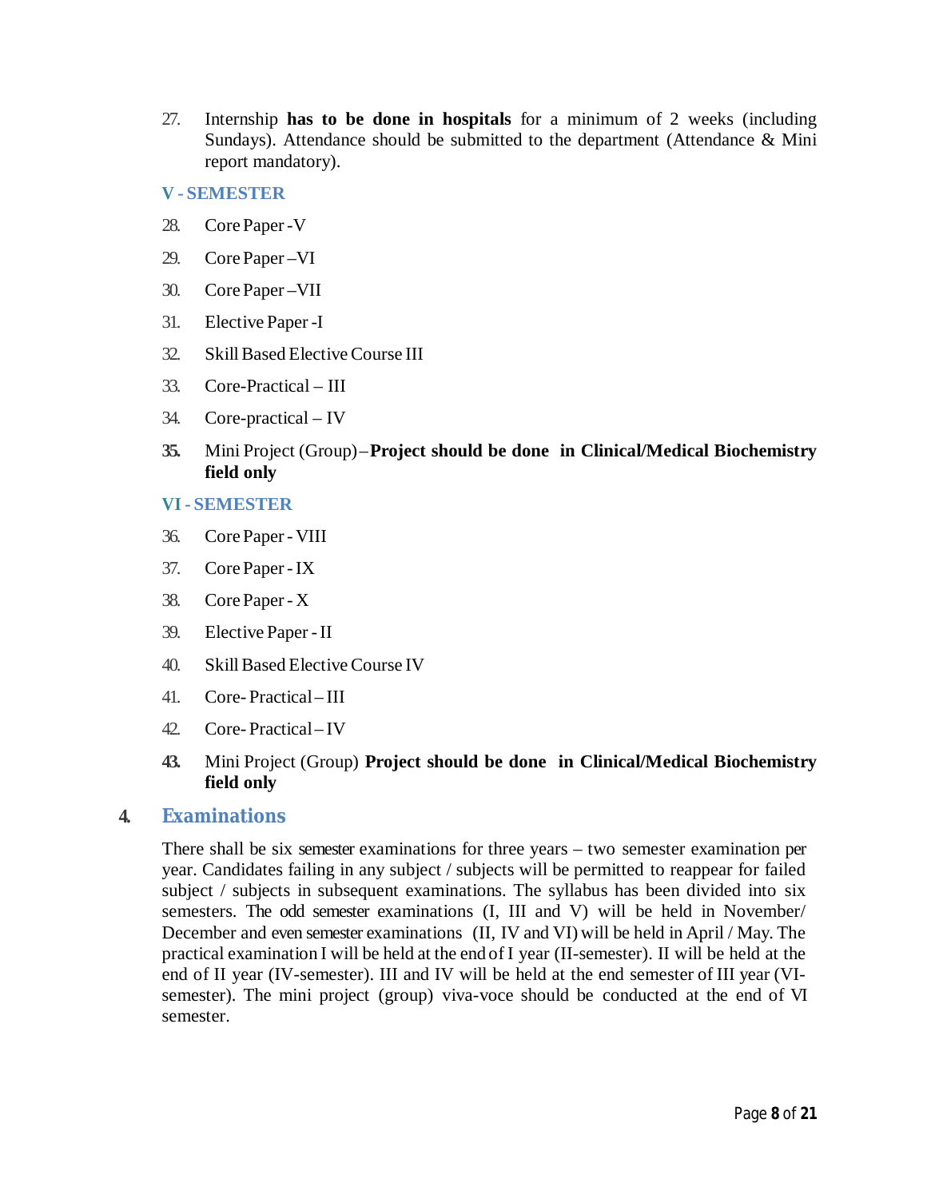27. Internship **has to be done in hospitals** for a minimum of 2 weeks (including Sundays). Attendance should be submitted to the department (Attendance & Mini report mandatory).

### V - SEMESTER

28. Core Paper -V
29. Core Paper –VI
30. Core Paper –VII
31. Elective Paper -I
32. Skill Based Elective Course III
33. Core-Practical – III
34. Core-practical – IV
35. Mini Project (Group) – **Project should be done in Clinical/Medical Biochemistry field only**

### VI - SEMESTER

36. Core Paper - VIII
37. Core Paper - IX
38. Core Paper - X
39. Elective Paper - II
40. Skill Based Elective Course IV
41. Core- Practical – III
42. Core- Practical – IV
43. Mini Project (Group) **Project should be done in Clinical/Medical Biochemistry field only**

## 4. Examinations

There shall be six semester examinations for three years – two semester examination per year. Candidates failing in any subject / subjects will be permitted to reappear for failed subject / subjects in subsequent examinations. The syllabus has been divided into six semesters. The odd semester examinations (I, III and V) will be held in November/ December and even semester examinations (II, IV and VI) will be held in April / May. The practical examination I will be held at the end of I year (II-semester). II will be held at the end of II year (IV-semester). III and IV will be held at the end semester of III year (VI-semester). The mini project (group) viva-voce should be conducted at the end of VI semester.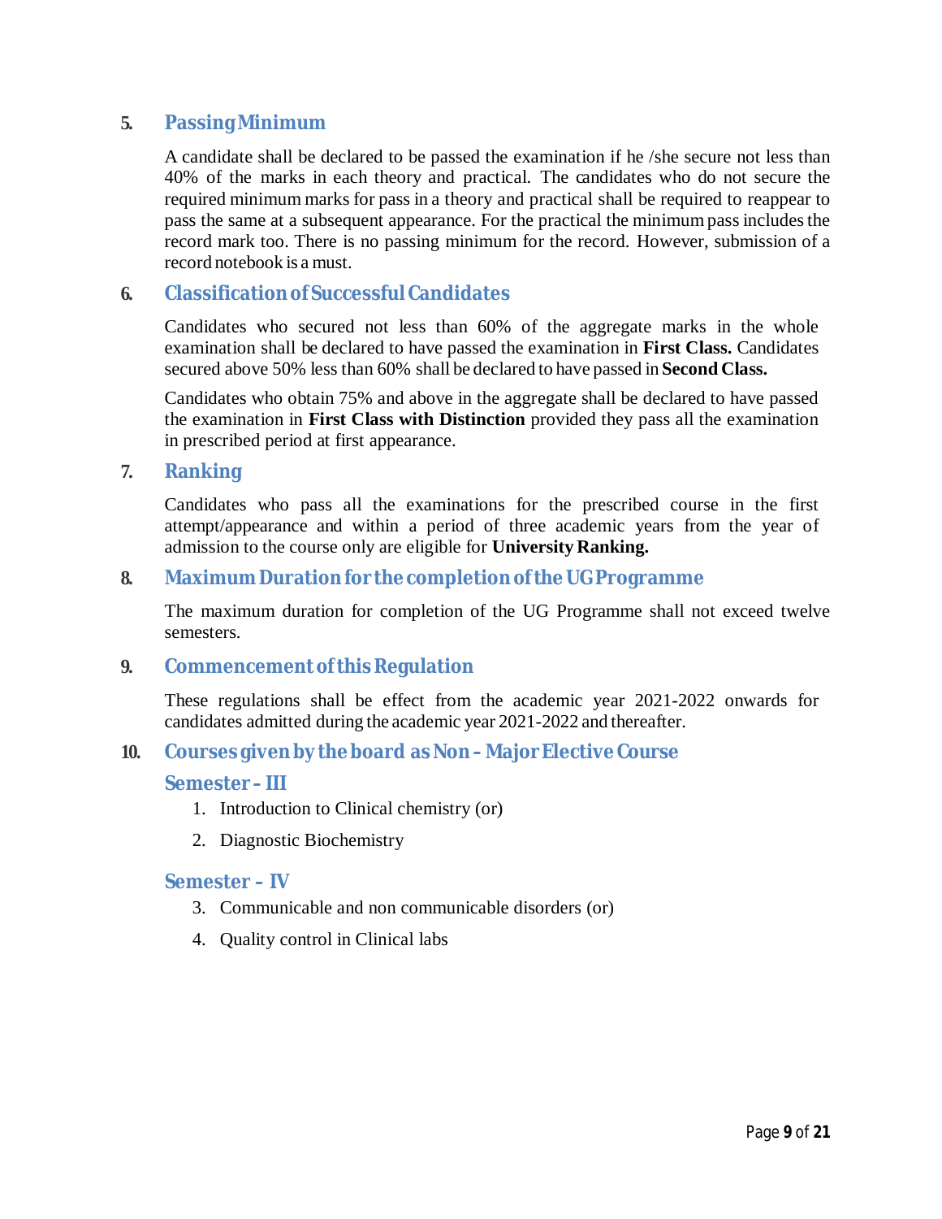## 5. Passing Minimum

A candidate shall be declared to be passed the examination if he /she secure not less than 40% of the marks in each theory and practical. The candidates who do not secure the required minimum marks for pass in a theory and practical shall be required to reappear to pass the same at a subsequent appearance. For the practical the minimum pass includes the record mark too. There is no passing minimum for the record. However, submission of a record notebook is a must.

## 6. Classification of Successful Candidates

Candidates who secured not less than 60% of the aggregate marks in the whole examination shall be declared to have passed the examination in **First Class.** Candidates secured above 50% less than 60% shall be declared to have passed in **Second Class.**

Candidates who obtain 75% and above in the aggregate shall be declared to have passed the examination in **First Class with Distinction** provided they pass all the examination in prescribed period at first appearance.

## 7. Ranking

Candidates who pass all the examinations for the prescribed course in the first attempt/appearance and within a period of three academic years from the year of admission to the course only are eligible for **University Ranking.**

## 8. Maximum Duration for the completion of the UG Programme

The maximum duration for completion of the UG Programme shall not exceed twelve semesters.

## 9. Commencement of this Regulation

These regulations shall be effect from the academic year 2021-2022 onwards for candidates admitted during the academic year 2021-2022 and thereafter.

## 10. Courses given by the board as Non – Major Elective Course

### Semester – III

1. Introduction to Clinical chemistry (or)
2. Diagnostic Biochemistry

### Semester – IV

3. Communicable and non communicable disorders (or)
4. Quality control in Clinical labs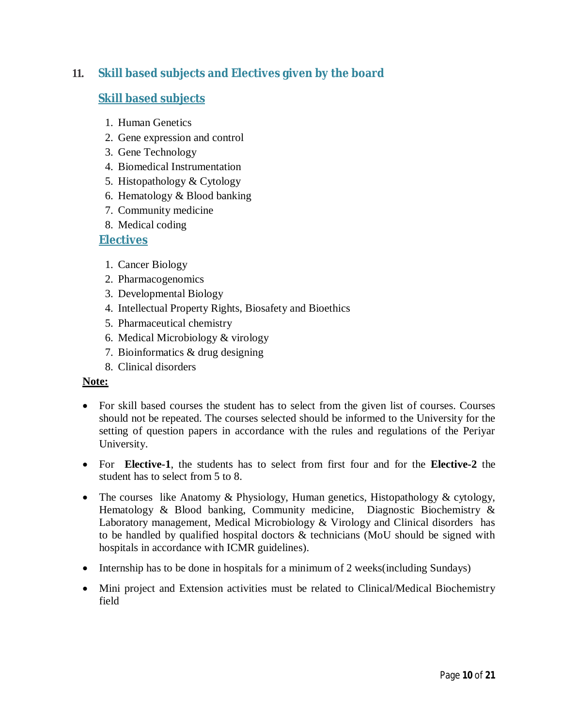## 11. Skill based subjects and Electives given by the board

### Skill based subjects

1. Human Genetics
2. Gene expression and control
3. Gene Technology
4. Biomedical Instrumentation
5. Histopathology & Cytology
6. Hematology & Blood banking
7. Community medicine
8. Medical coding

### Electives

1. Cancer Biology
2. Pharmacogenomics
3. Developmental Biology
4. Intellectual Property Rights, Biosafety and Bioethics
5. Pharmaceutical chemistry
6. Medical Microbiology & virology
7. Bioinformatics & drug designing
8. Clinical disorders

**Note:**

- For skill based courses the student has to select from the given list of courses. Courses should not be repeated. The courses selected should be informed to the University for the setting of question papers in accordance with the rules and regulations of the Periyar University.
- For **Elective-1**, the students has to select from first four and for the **Elective-2** the student has to select from 5 to 8.
- The courses like Anatomy & Physiology, Human genetics, Histopathology & cytology, Hematology & Blood banking, Community medicine, Diagnostic Biochemistry & Laboratory management, Medical Microbiology & Virology and Clinical disorders has to be handled by qualified hospital doctors & technicians (MoU should be signed with hospitals in accordance with ICMR guidelines).
- Internship has to be done in hospitals for a minimum of 2 weeks(including Sundays)
- Mini project and Extension activities must be related to Clinical/Medical Biochemistry field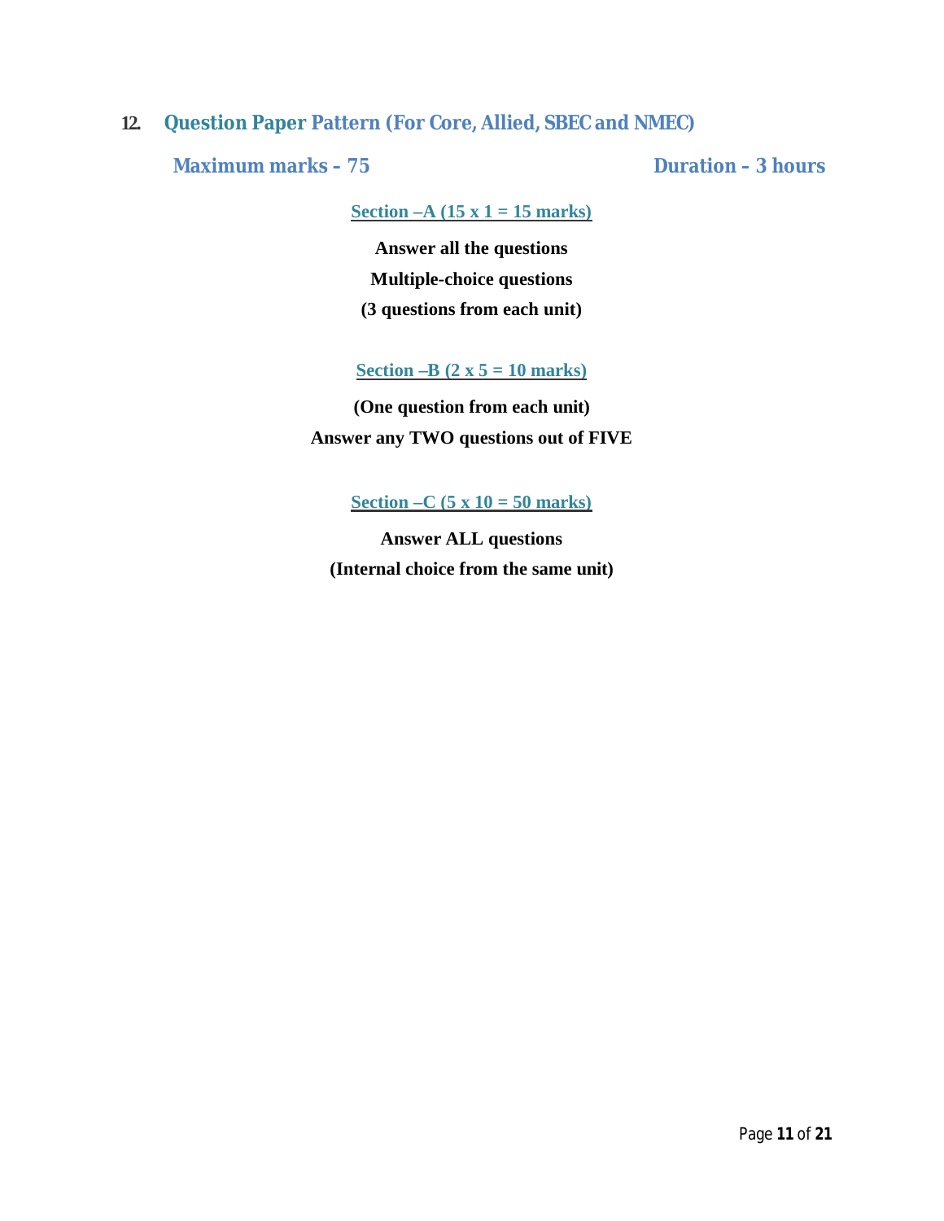## 12. Question Paper Pattern (For Core, Allied, SBEC and NMEC)

**Maximum marks – 75** | **Duration – 3 hours**

### Section –A (15 x 1 = 15 marks)

**Answer all the questions**

**Multiple-choice questions**

**(3 questions from each unit)**

### Section –B (2 x 5 = 10 marks)

**(One question from each unit)**

**Answer any TWO questions out of FIVE**

### Section –C (5 x 10 = 50 marks)

**Answer ALL questions**

**(Internal choice from the same unit)**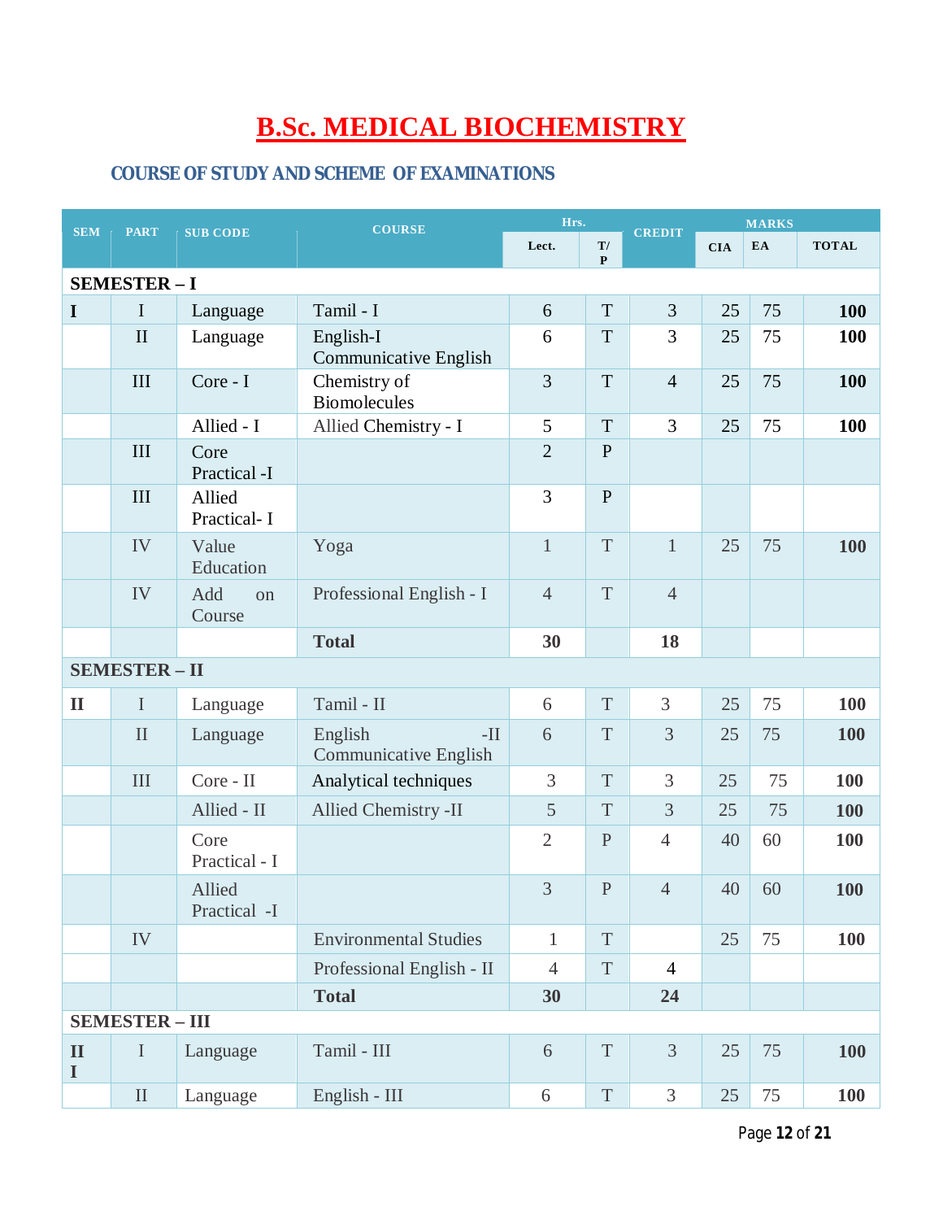# B.Sc. MEDICAL BIOCHEMISTRY

## COURSE OF STUDY AND SCHEME OF EXAMINATIONS

| SEM | PART | SUB CODE | COURSE | Hrs. | | CREDIT | MARKS | | |
|---|---|---|---|---|---|---|---|---|---|
| | | | | Lect. | T/P | | CIA | EA | TOTAL |
| **SEMESTER – I** | | | | | | | | | |
| **I** | I | Language | Tamil - I | 6 | T | 3 | 25 | 75 | **100** |
| | II | Language | English-I Communicative English | 6 | T | 3 | 25 | 75 | **100** |
| | III | Core - I | Chemistry of Biomolecules | 3 | T | 4 | 25 | 75 | **100** |
| | | Allied - I | Allied Chemistry - I | 5 | T | 3 | 25 | 75 | **100** |
| | III | Core Practical -I | | 2 | P | | | | |
| | III | Allied Practical- I | | 3 | P | | | | |
| | IV | Value Education | Yoga | 1 | T | 1 | 25 | 75 | **100** |
| | IV | Add on Course | Professional English - I | 4 | T | 4 | | | |
| | | | **Total** | **30** | | **18** | | | |
| **SEMESTER – II** | | | | | | | | | |
| **II** | I | Language | Tamil - II | 6 | T | 3 | 25 | 75 | **100** |
| | II | Language | English -II Communicative English | 6 | T | 3 | 25 | 75 | **100** |
| | III | Core - II | Analytical techniques | 3 | T | 3 | 25 | 75 | **100** |
| | | Allied - II | Allied Chemistry -II | 5 | T | 3 | 25 | 75 | **100** |
| | | Core Practical - I | | 2 | P | 4 | 40 | 60 | **100** |
| | | Allied Practical -I | | 3 | P | 4 | 40 | 60 | **100** |
| | IV | | Environmental Studies | 1 | T | | 25 | 75 | **100** |
| | | | Professional English - II | 4 | T | 4 | | | |
| | | | **Total** | **30** | | **24** | | | |
| **SEMESTER – III** | | | | | | | | | |
| **III** | I | Language | Tamil - III | 6 | T | 3 | 25 | 75 | **100** |
| | II | Language | English - III | 6 | T | 3 | 25 | 75 | **100** |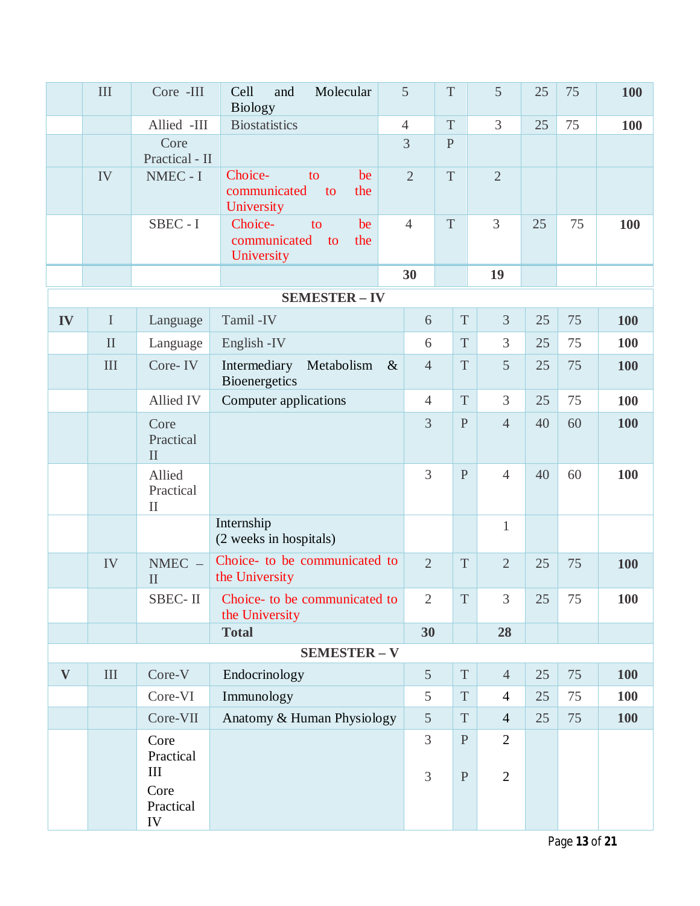|  |  |  |  |  |  |  |  |  |  |
|---|---|---|---|---|---|---|---|---|---|
|  | III | Core -III | Cell and Molecular Biology | 5 | T | 5 | 25 | 75 | **100** |
|  |  | Allied -III | Biostatistics | 4 | T | 3 | 25 | 75 | **100** |
|  |  | Core Practical - II |  | 3 | P |  |  |  |  |
|  | IV | NMEC - I | Choice- to be communicated to the University | 2 | T | 2 |  |  |  |
|  |  | SBEC - I | Choice- to be communicated to the University | 4 | T | 3 | 25 | 75 | **100** |
|  |  |  |  | **30** |  | **19** |  |  |  |
| **SEMESTER – IV** |  |  |  |  |  |  |  |  |  |
| **IV** | I | Language | Tamil -IV | 6 | T | 3 | 25 | 75 | **100** |
|  | II | Language | English -IV | 6 | T | 3 | 25 | 75 | **100** |
|  | III | Core- IV | Intermediary Metabolism & Bioenergetics | 4 | T | 5 | 25 | 75 | **100** |
|  |  | Allied IV | Computer applications | 4 | T | 3 | 25 | 75 | **100** |
|  |  | Core Practical II |  | 3 | P | 4 | 40 | 60 | **100** |
|  |  | Allied Practical II |  | 3 | P | 4 | 40 | 60 | **100** |
|  |  |  | Internship (2 weeks in hospitals) |  |  | 1 |  |  |  |
|  | IV | NMEC – II | Choice- to be communicated to the University | 2 | T | 2 | 25 | 75 | **100** |
|  |  | SBEC- II | Choice- to be communicated to the University | 2 | T | 3 | 25 | 75 | **100** |
|  |  |  | **Total** | **30** |  | **28** |  |  |  |
| **SEMESTER – V** |  |  |  |  |  |  |  |  |  |
| **V** | III | Core-V | Endocrinology | 5 | T | 4 | 25 | 75 | **100** |
|  |  | Core-VI | Immunology | 5 | T | 4 | 25 | 75 | **100** |
|  |  | Core-VII | Anatomy & Human Physiology | 5 | T | 4 | 25 | 75 | **100** |
|  |  | Core Practical III<br>Core Practical IV |  | 3<br>3 | P<br>P | 2<br>2 |  |  |  |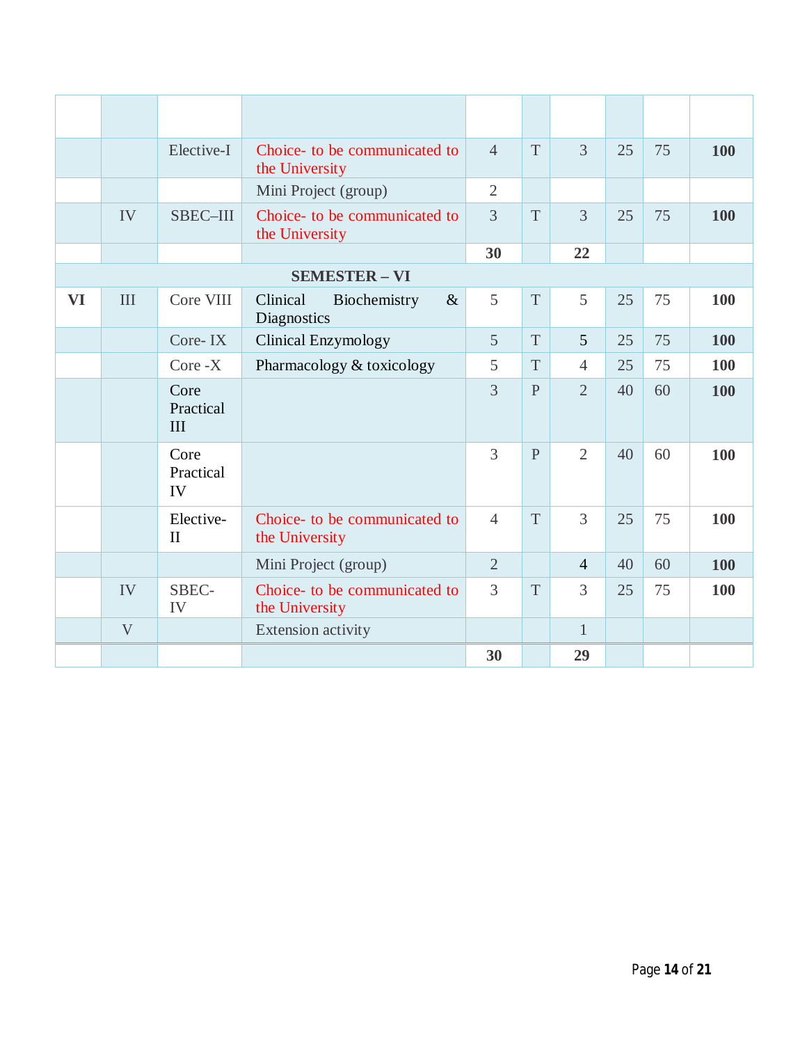| | | | | | | | | | |
|---|---|---|---|---|---|---|---|---|---|
| | | Elective-I | Choice- to be communicated to the University | 4 | T | 3 | 25 | 75 | **100** |
| | | | Mini Project (group) | 2 | | | | | |
| | IV | SBEC–III | Choice- to be communicated to the University | 3 | T | 3 | 25 | 75 | **100** |
| | | | | **30** | | **22** | | | |
| | | | **SEMESTER – VI** | | | | | | |
| **VI** | III | Core VIII | Clinical Biochemistry & Diagnostics | 5 | T | 5 | 25 | 75 | **100** |
| | | Core- IX | Clinical Enzymology | 5 | T | 5 | 25 | 75 | **100** |
| | | Core -X | Pharmacology & toxicology | 5 | T | 4 | 25 | 75 | **100** |
| | | Core Practical III | | 3 | P | 2 | 40 | 60 | **100** |
| | | Core Practical IV | | 3 | P | 2 | 40 | 60 | **100** |
| | | Elective-II | Choice- to be communicated to the University | 4 | T | 3 | 25 | 75 | **100** |
| | | | Mini Project (group) | 2 | | 4 | 40 | 60 | **100** |
| | IV | SBEC-IV | Choice- to be communicated to the University | 3 | T | 3 | 25 | 75 | **100** |
| | V | | Extension activity | | | 1 | | | |
| | | | | **30** | | **29** | | | |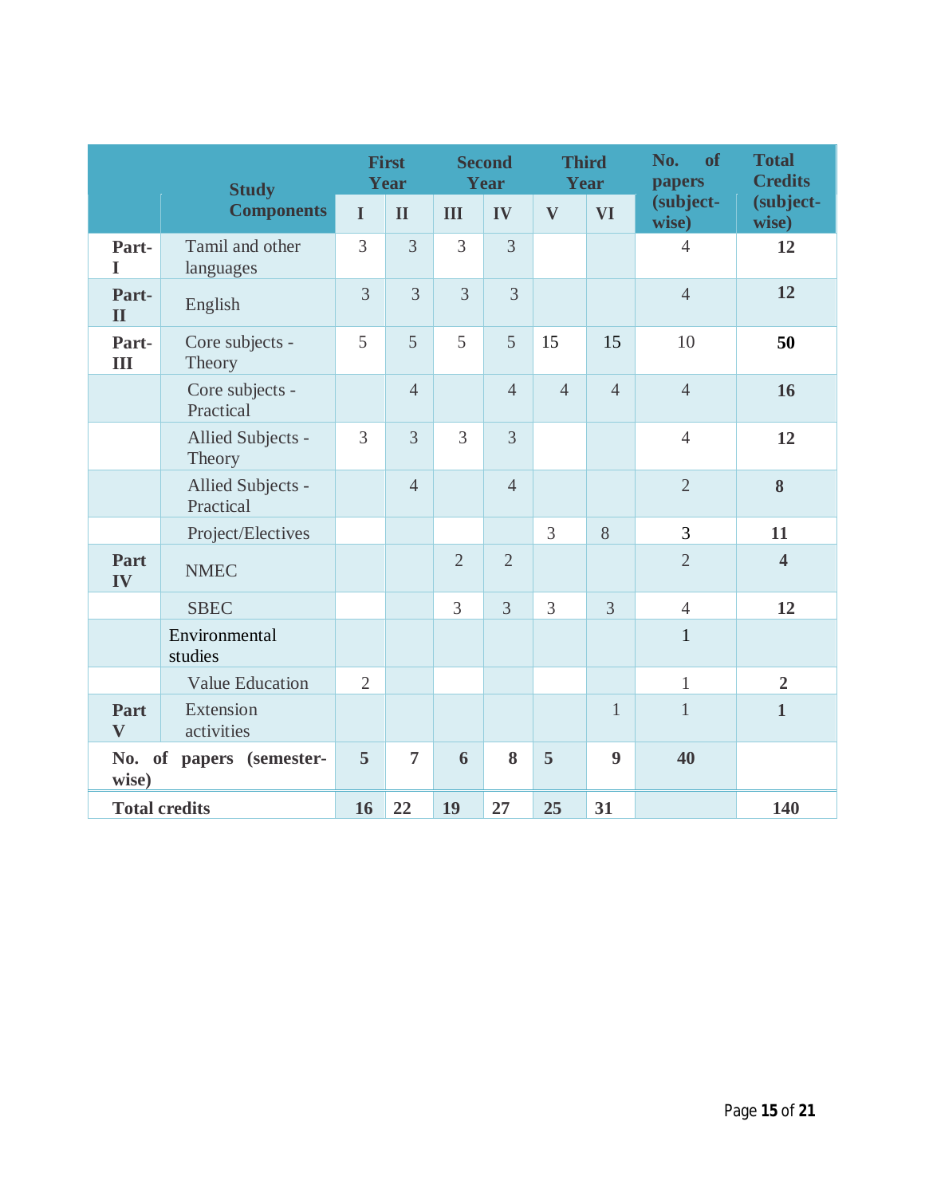| | Study Components | First Year | | Second Year | | Third Year | | No. of papers (subject-wise) | Total Credits (subject-wise) |
|---|---|---|---|---|---|---|---|---|---|
| | | I | II | III | IV | V | VI | | |
| Part-I | Tamil and other languages | 3 | 3 | 3 | 3 | | | 4 | **12** |
| Part-II | English | 3 | 3 | 3 | 3 | | | 4 | **12** |
| Part-III | Core subjects - Theory | 5 | 5 | 5 | 5 | 15 | 15 | 10 | **50** |
| | Core subjects - Practical | | 4 | | 4 | 4 | 4 | 4 | **16** |
| | Allied Subjects - Theory | 3 | 3 | 3 | 3 | | | 4 | **12** |
| | Allied Subjects - Practical | | 4 | | 4 | | | 2 | **8** |
| | Project/Electives | | | | | 3 | 8 | 3 | **11** |
| Part IV | NMEC | | | 2 | 2 | | | 2 | **4** |
| | SBEC | | | 3 | 3 | 3 | 3 | 4 | **12** |
| | Environmental studies | | | | | | | 1 | |
| | Value Education | 2 | | | | | | 1 | **2** |
| Part V | Extension activities | | | | | | 1 | 1 | **1** |
| **No. of papers (semester-wise)** | | **5** | **7** | **6** | **8** | **5** | **9** | **40** | |
| **Total credits** | | **16** | **22** | **19** | **27** | **25** | **31** | | **140** |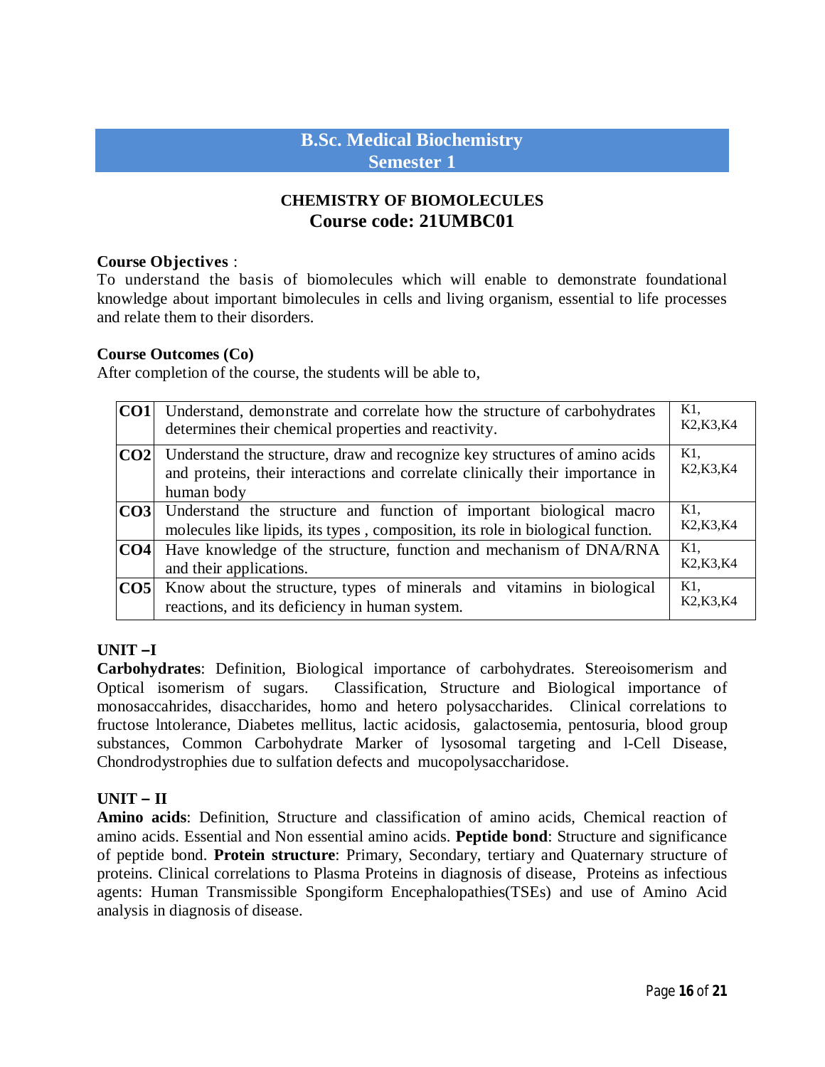# B.Sc. Medical Biochemistry
## Semester 1

### CHEMISTRY OF BIOMOLECULES
### Course code: 21UMBC01

**Course Objectives** :
To understand the basis of biomolecules which will enable to demonstrate foundational knowledge about important bimolecules in cells and living organism, essential to life processes and relate them to their disorders.

**Course Outcomes (Co)**
After completion of the course, the students will be able to,

| | | |
|---|---|---|
| **CO1** | Understand, demonstrate and correlate how the structure of carbohydrates determines their chemical properties and reactivity. | K1, K2,K3,K4 |
| **CO2** | Understand the structure, draw and recognize key structures of amino acids and proteins, their interactions and correlate clinically their importance in human body | K1, K2,K3,K4 |
| **CO3** | Understand the structure and function of important biological macro molecules like lipids, its types , composition, its role in biological function. | K1, K2,K3,K4 |
| **CO4** | Have knowledge of the structure, function and mechanism of DNA/RNA and their applications. | K1, K2,K3,K4 |
| **CO5** | Know about the structure, types of minerals and vitamins in biological reactions, and its deficiency in human system. | K1, K2,K3,K4 |

**UNIT –I**
**Carbohydrates**: Definition, Biological importance of carbohydrates. Stereoisomerism and Optical isomerism of sugars. Classification, Structure and Biological importance of monosaccahrides, disaccharides, homo and hetero polysaccharides. Clinical correlations to fructose lntolerance, Diabetes mellitus, lactic acidosis, galactosemia, pentosuria, blood group substances, Common Carbohydrate Marker of lysosomal targeting and l-Cell Disease, Chondrodystrophies due to sulfation defects and mucopolysaccharidose.

**UNIT – II**
**Amino acids**: Definition, Structure and classification of amino acids, Chemical reaction of amino acids. Essential and Non essential amino acids. **Peptide bond**: Structure and significance of peptide bond. **Protein structure**: Primary, Secondary, tertiary and Quaternary structure of proteins. Clinical correlations to Plasma Proteins in diagnosis of disease, Proteins as infectious agents: Human Transmissible Spongiform Encephalopathies(TSEs) and use of Amino Acid analysis in diagnosis of disease.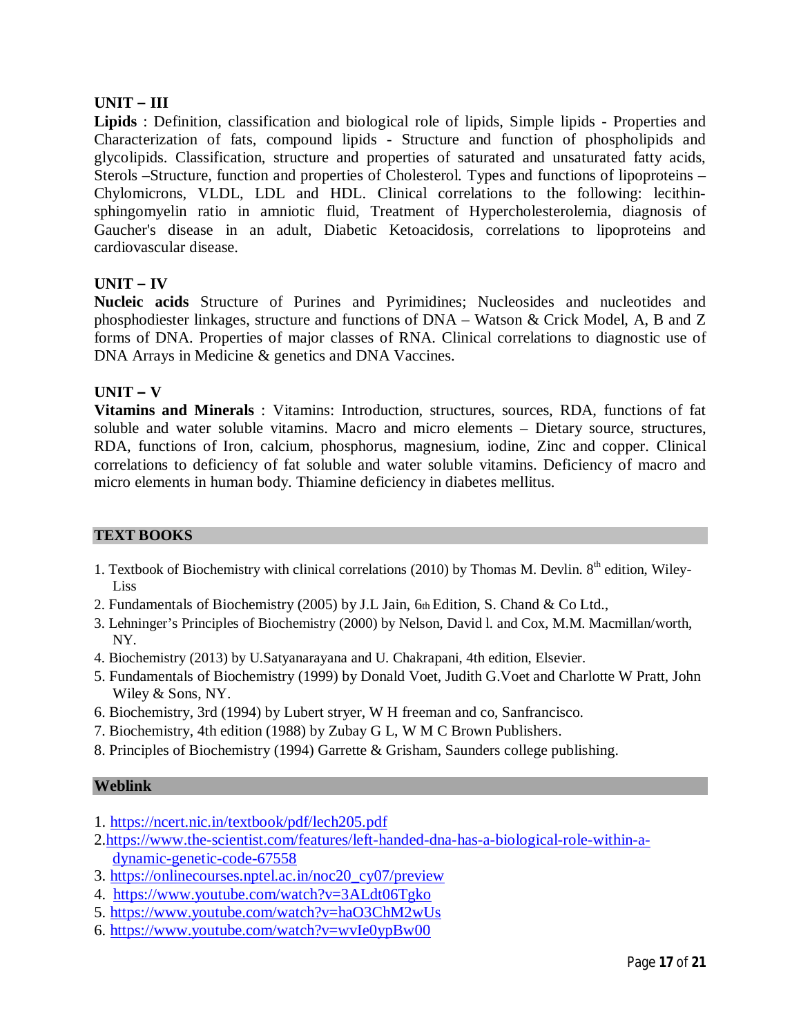**UNIT – III**

**Lipids** : Definition, classification and biological role of lipids, Simple lipids - Properties and Characterization of fats, compound lipids - Structure and function of phospholipids and glycolipids. Classification, structure and properties of saturated and unsaturated fatty acids, Sterols –Structure, function and properties of Cholesterol. Types and functions of lipoproteins – Chylomicrons, VLDL, LDL and HDL. Clinical correlations to the following: lecithin-sphingomyelin ratio in amniotic fluid, Treatment of Hypercholesterolemia, diagnosis of Gaucher's disease in an adult, Diabetic Ketoacidosis, correlations to lipoproteins and cardiovascular disease.

**UNIT – IV**

**Nucleic acids** Structure of Purines and Pyrimidines; Nucleosides and nucleotides and phosphodiester linkages, structure and functions of DNA – Watson & Crick Model, A, B and Z forms of DNA. Properties of major classes of RNA. Clinical correlations to diagnostic use of DNA Arrays in Medicine & genetics and DNA Vaccines.

**UNIT – V**

**Vitamins and Minerals** : Vitamins: Introduction, structures, sources, RDA, functions of fat soluble and water soluble vitamins. Macro and micro elements – Dietary source, structures, RDA, functions of Iron, calcium, phosphorus, magnesium, iodine, Zinc and copper. Clinical correlations to deficiency of fat soluble and water soluble vitamins. Deficiency of macro and micro elements in human body. Thiamine deficiency in diabetes mellitus.

## TEXT BOOKS

1. Textbook of Biochemistry with clinical correlations (2010) by Thomas M. Devlin. 8th edition, Wiley-Liss
2. Fundamentals of Biochemistry (2005) by J.L Jain, 6th Edition, S. Chand & Co Ltd.,
3. Lehninger's Principles of Biochemistry (2000) by Nelson, David l. and Cox, M.M. Macmillan/worth, NY.
4. Biochemistry (2013) by U.Satyanarayana and U. Chakrapani, 4th edition, Elsevier.
5. Fundamentals of Biochemistry (1999) by Donald Voet, Judith G.Voet and Charlotte W Pratt, John Wiley & Sons, NY.
6. Biochemistry, 3rd (1994) by Lubert stryer, W H freeman and co, Sanfrancisco.
7. Biochemistry, 4th edition (1988) by Zubay G L, W M C Brown Publishers.
8. Principles of Biochemistry (1994) Garrette & Grisham, Saunders college publishing.

## Weblink

1. https://ncert.nic.in/textbook/pdf/lech205.pdf
2. https://www.the-scientist.com/features/left-handed-dna-has-a-biological-role-within-a-dynamic-genetic-code-67558
3. https://onlinecourses.nptel.ac.in/noc20_cy07/preview
4. https://www.youtube.com/watch?v=3ALdt06Tgko
5. https://www.youtube.com/watch?v=haO3ChM2wUs
6. https://www.youtube.com/watch?v=wvIe0ypBw00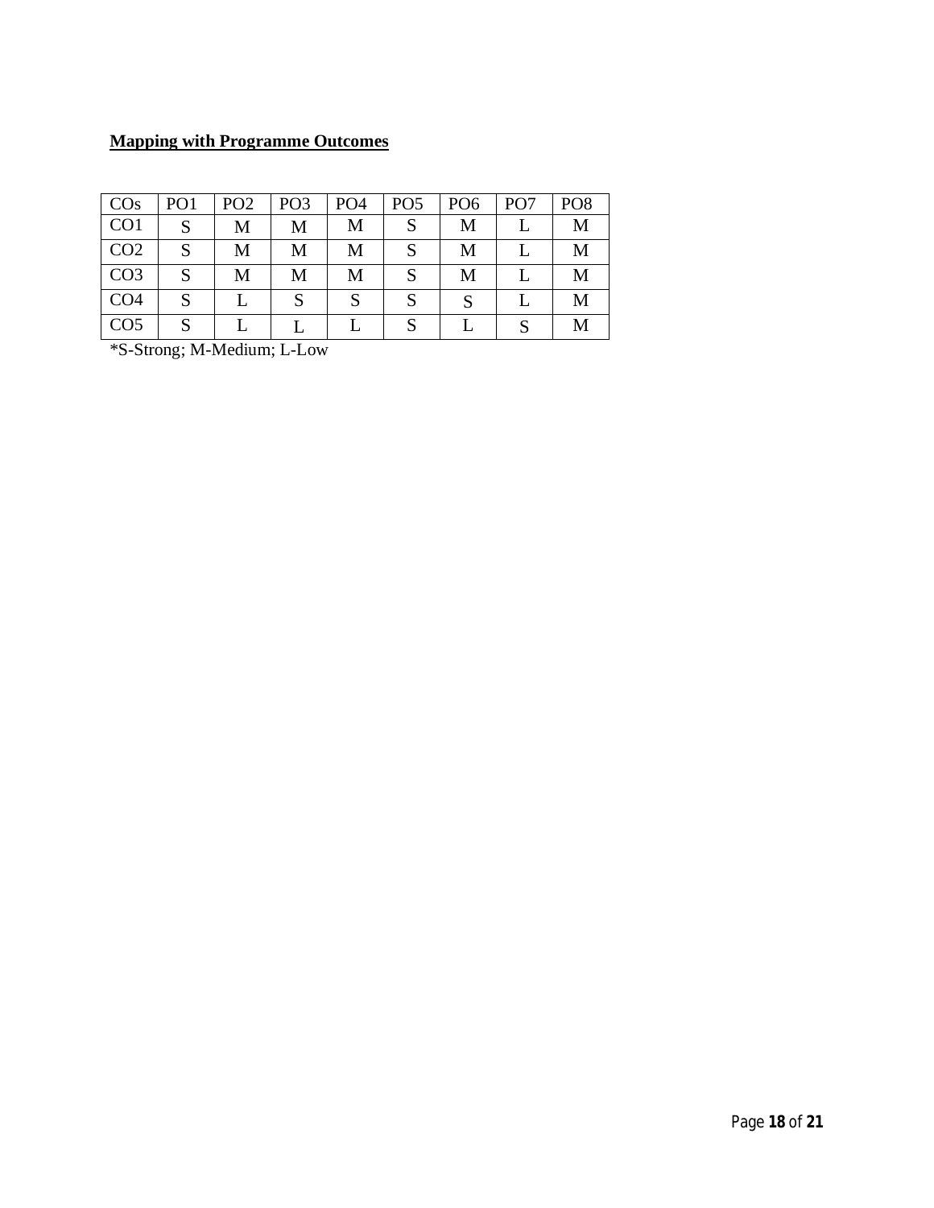**Mapping with Programme Outcomes**

| COs | PO1 | PO2 | PO3 | PO4 | PO5 | PO6 | PO7 | PO8 |
|---|---|---|---|---|---|---|---|---|
| CO1 | S | M | M | M | S | M | L | M |
| CO2 | S | M | M | M | S | M | L | M |
| CO3 | S | M | M | M | S | M | L | M |
| CO4 | S | L | S | S | S | S | L | M |
| CO5 | S | L | L | L | S | L | S | M |

*S-Strong; M-Medium; L-Low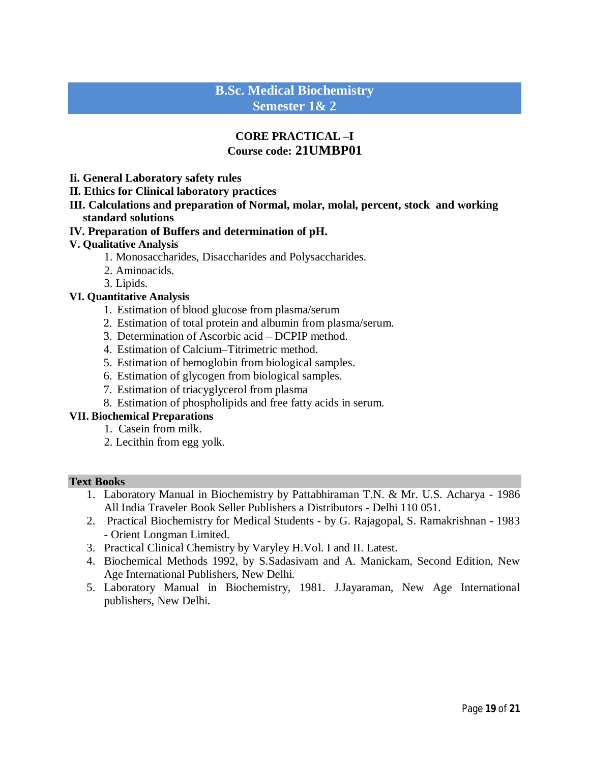## B.Sc. Medical Biochemistry
## Semester 1& 2

### CORE PRACTICAL –I
### Course code: 21UMBP01

**Ii. General Laboratory safety rules**

**II. Ethics for Clinical laboratory practices**

**III. Calculations and preparation of Normal, molar, molal, percent, stock and working standard solutions**

**IV. Preparation of Buffers and determination of pH.**

**V. Qualitative Analysis**

1. Monosaccharides, Disaccharides and Polysaccharides.
2. Aminoacids.
3. Lipids.

**VI. Quantitative Analysis**

1. Estimation of blood glucose from plasma/serum
2. Estimation of total protein and albumin from plasma/serum.
3. Determination of Ascorbic acid – DCPIP method.
4. Estimation of Calcium–Titrimetric method.
5. Estimation of hemoglobin from biological samples.
6. Estimation of glycogen from biological samples.
7. Estimation of triacyglycerol from plasma
8. Estimation of phospholipids and free fatty acids in serum.

**VII. Biochemical Preparations**

1. Casein from milk.
2. Lecithin from egg yolk.

**Text Books**

1. Laboratory Manual in Biochemistry by Pattabhiraman T.N. & Mr. U.S. Acharya - 1986 All India Traveler Book Seller Publishers a Distributors - Delhi 110 051.
2. Practical Biochemistry for Medical Students - by G. Rajagopal, S. Ramakrishnan - 1983 - Orient Longman Limited.
3. Practical Clinical Chemistry by Varyley H.Vol. I and II. Latest.
4. Biochemical Methods 1992, by S.Sadasivam and A. Manickam, Second Edition, New Age International Publishers, New Delhi.
5. Laboratory Manual in Biochemistry, 1981. J.Jayaraman, New Age International publishers, New Delhi.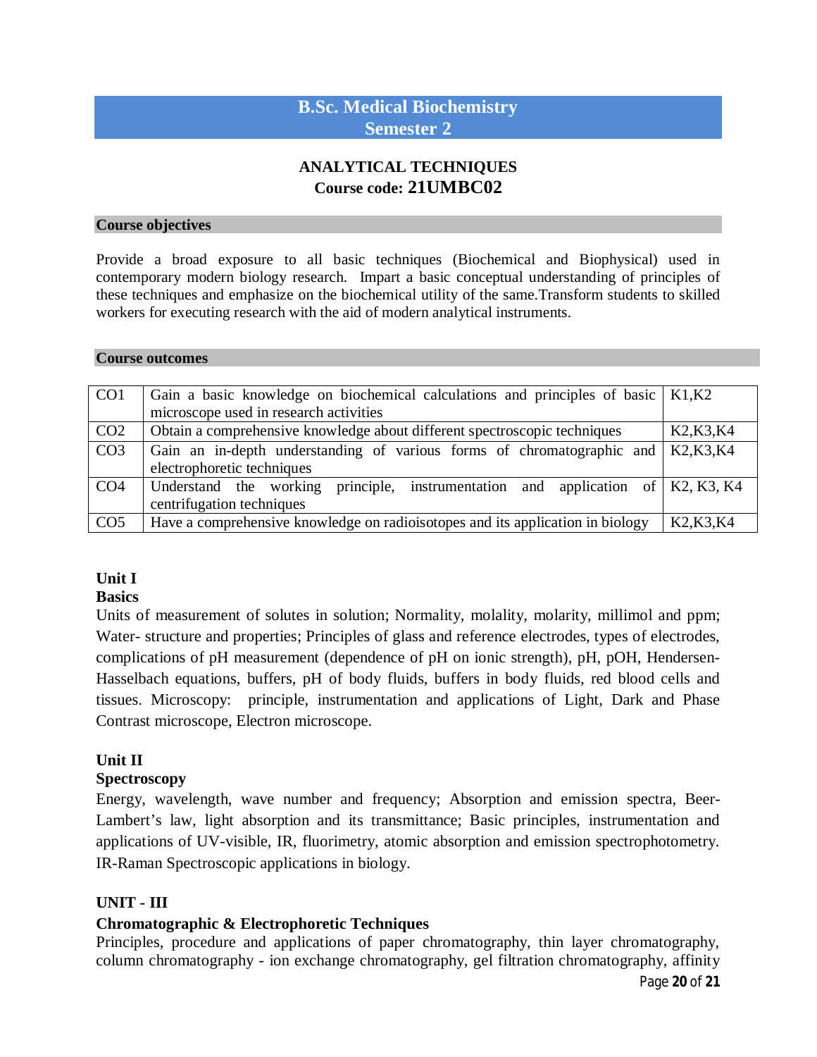# B.Sc. Medical Biochemistry
## Semester 2

### ANALYTICAL TECHNIQUES
### Course code: 21UMBC02

**Course objectives**

Provide a broad exposure to all basic techniques (Biochemical and Biophysical) used in contemporary modern biology research. Impart a basic conceptual understanding of principles of these techniques and emphasize on the biochemical utility of the same.Transform students to skilled workers for executing research with the aid of modern analytical instruments.

**Course outcomes**

| | | |
|---|---|---|
| CO1 | Gain a basic knowledge on biochemical calculations and principles of basic microscope used in research activities | K1,K2 |
| CO2 | Obtain a comprehensive knowledge about different spectroscopic techniques | K2,K3,K4 |
| CO3 | Gain an in-depth understanding of various forms of chromatographic and electrophoretic techniques | K2,K3,K4 |
| CO4 | Understand the working principle, instrumentation and application of centrifugation techniques | K2, K3, K4 |
| CO5 | Have a comprehensive knowledge on radioisotopes and its application in biology | K2,K3,K4 |

**Unit I**
**Basics**
Units of measurement of solutes in solution; Normality, molality, molarity, millimol and ppm; Water- structure and properties; Principles of glass and reference electrodes, types of electrodes, complications of pH measurement (dependence of pH on ionic strength), pH, pOH, Hendersen-Hasselbach equations, buffers, pH of body fluids, buffers in body fluids, red blood cells and tissues. Microscopy: principle, instrumentation and applications of Light, Dark and Phase Contrast microscope, Electron microscope.

**Unit II**
**Spectroscopy**
Energy, wavelength, wave number and frequency; Absorption and emission spectra, Beer-Lambert's law, light absorption and its transmittance; Basic principles, instrumentation and applications of UV-visible, IR, fluorimetry, atomic absorption and emission spectrophotometry. IR-Raman Spectroscopic applications in biology.

**UNIT - III**
**Chromatographic & Electrophoretic Techniques**
Principles, procedure and applications of paper chromatography, thin layer chromatography, column chromatography - ion exchange chromatography, gel filtration chromatography, affinity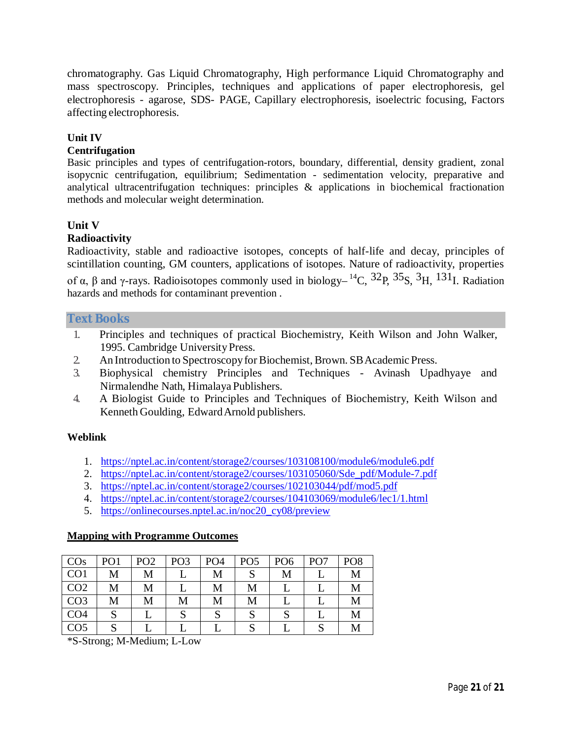chromatography. Gas Liquid Chromatography, High performance Liquid Chromatography and mass spectroscopy. Principles, techniques and applications of paper electrophoresis, gel electrophoresis - agarose, SDS- PAGE, Capillary electrophoresis, isoelectric focusing, Factors affecting electrophoresis.

**Unit IV**

**Centrifugation**

Basic principles and types of centrifugation-rotors, boundary, differential, density gradient, zonal isopycnic centrifugation, equilibrium; Sedimentation - sedimentation velocity, preparative and analytical ultracentrifugation techniques: principles & applications in biochemical fractionation methods and molecular weight determination.

**Unit V**

**Radioactivity**

Radioactivity, stable and radioactive isotopes, concepts of half-life and decay, principles of scintillation counting, GM counters, applications of isotopes. Nature of radioactivity, properties of α, β and γ-rays. Radioisotopes commonly used in biology– $^{14}C$, $^{32}P$, $^{35}S$, $^{3}H$, $^{131}I$. Radiation hazards and methods for contaminant prevention .

## Text Books

1. Principles and techniques of practical Biochemistry, Keith Wilson and John Walker, 1995. Cambridge University Press.
2. An Introduction to Spectroscopy for Biochemist, Brown. SB Academic Press.
3. Biophysical chemistry Principles and Techniques - Avinash Upadhyaye and Nirmalendhe Nath, Himalaya Publishers.
4. A Biologist Guide to Principles and Techniques of Biochemistry, Keith Wilson and Kenneth Goulding, Edward Arnold publishers.

**Weblink**

1. https://nptel.ac.in/content/storage2/courses/103108100/module6/module6.pdf
2. https://nptel.ac.in/content/storage2/courses/103105060/Sde_pdf/Module-7.pdf
3. https://nptel.ac.in/content/storage2/courses/102103044/pdf/mod5.pdf
4. https://nptel.ac.in/content/storage2/courses/104103069/module6/lec1/1.html
5. https://onlinecourses.nptel.ac.in/noc20_cy08/preview

**Mapping with Programme Outcomes**

| COs | PO1 | PO2 | PO3 | PO4 | PO5 | PO6 | PO7 | PO8 |
|---|---|---|---|---|---|---|---|---|
| CO1 | M | M | L | M | S | M | L | M |
| CO2 | M | M | L | M | M | L | L | M |
| CO3 | M | M | M | M | M | L | L | M |
| CO4 | S | L | S | S | S | S | L | M |
| CO5 | S | L | L | L | S | L | S | M |

*S-Strong; M-Medium; L-Low